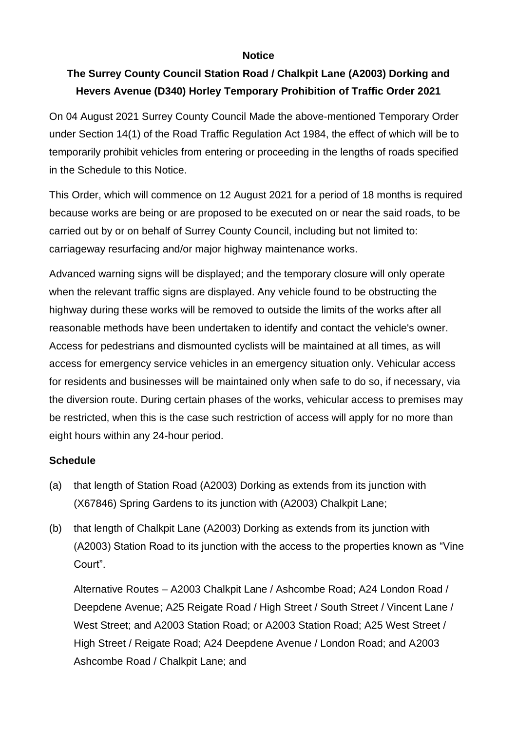**Notice**

# The Surrey County Council Station Road / Chalkpit Lane (A2003) Dorking and Hevers Avenue (D340) Horley Temporary Prohibition of Traffic Order 2021

On 04 August 2021 Surrey County Council Made the above-mentioned Temporary Order under Section 14(1) of the Road Traffic Regulation Act 1984, the effect of which will be to temporarily prohibit vehicles from entering or proceeding in the lengths of roads specified in the Schedule to this Notice.

This Order, which will commence on 12 August 2021 for a period of 18 months is required because works are being or are proposed to be executed on or near the said roads, to be carried out by or on behalf of Surrey County Council, including but not limited to: carriageway resurfacing and/or major highway maintenance works.

Advanced warning signs will be displayed; and the temporary closure will only operate when the relevant traffic signs are displayed. Any vehicle found to be obstructing the highway during these works will be removed to outside the limits of the works after all reasonable methods have been undertaken to identify and contact the vehicle's owner. Access for pedestrians and dismounted cyclists will be maintained at all times, as will access for emergency service vehicles in an emergency situation only. Vehicular access for residents and businesses will be maintained only when safe to do so, if necessary, via the diversion route. During certain phases of the works, vehicular access to premises may be restricted, when this is the case such restriction of access will apply for no more than eight hours within any 24-hour period.

## Schedule

(a) that length of Station Road (A2003) Dorking as extends from its junction with (X67846) Spring Gardens to its junction with (A2003) Chalkpit Lane;

(b) that length of Chalkpit Lane (A2003) Dorking as extends from its junction with (A2003) Station Road to its junction with the access to the properties known as "Vine Court".

Alternative Routes – A2003 Chalkpit Lane / Ashcombe Road; A24 London Road / Deepdene Avenue; A25 Reigate Road / High Street / South Street / Vincent Lane / West Street; and A2003 Station Road; or A2003 Station Road; A25 West Street / High Street / Reigate Road; A24 Deepdene Avenue / London Road; and A2003 Ashcombe Road / Chalkpit Lane; and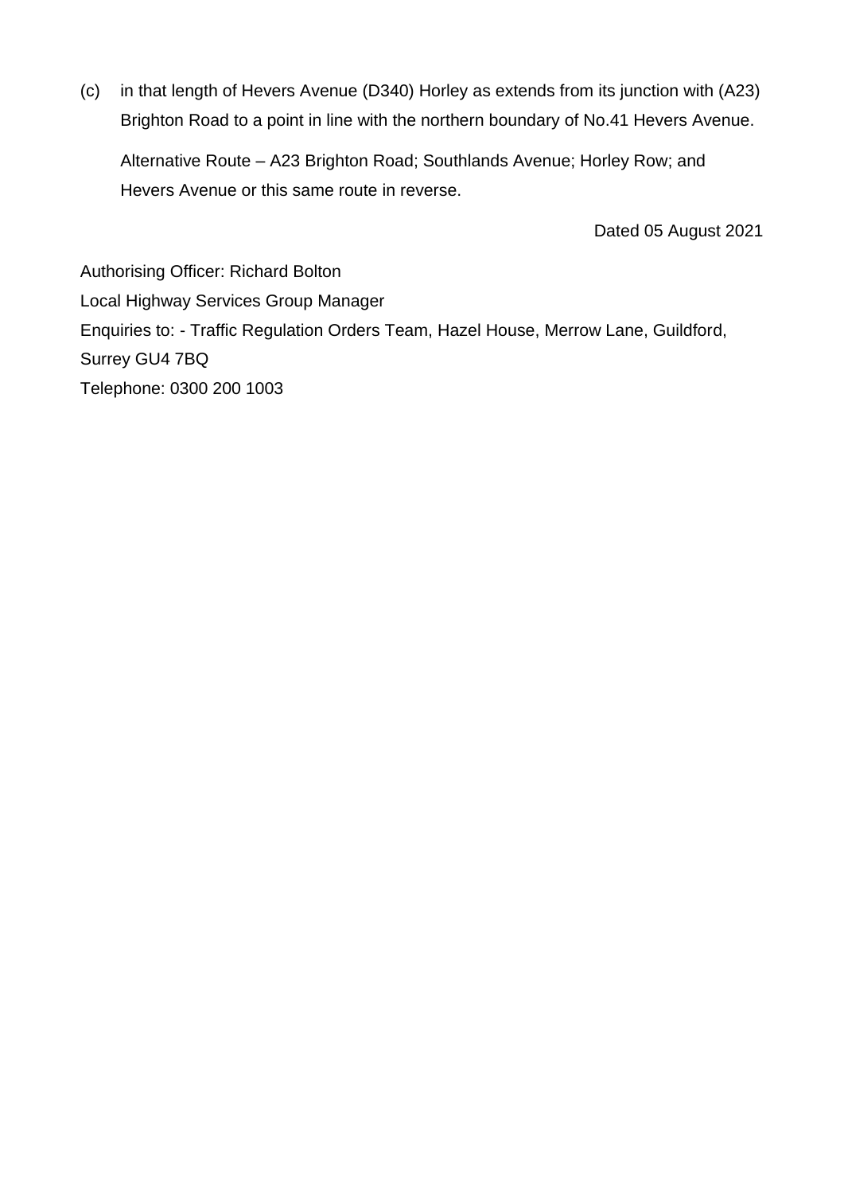(c) in that length of Hevers Avenue (D340) Horley as extends from its junction with (A23) Brighton Road to a point in line with the northern boundary of No.41 Hevers Avenue.

Alternative Route – A23 Brighton Road; Southlands Avenue; Horley Row; and Hevers Avenue or this same route in reverse.

Dated 05 August 2021

Authorising Officer: Richard Bolton  
Local Highway Services Group Manager  
Enquiries to: - Traffic Regulation Orders Team, Hazel House, Merrow Lane, Guildford, Surrey GU4 7BQ  
Telephone: 0300 200 1003